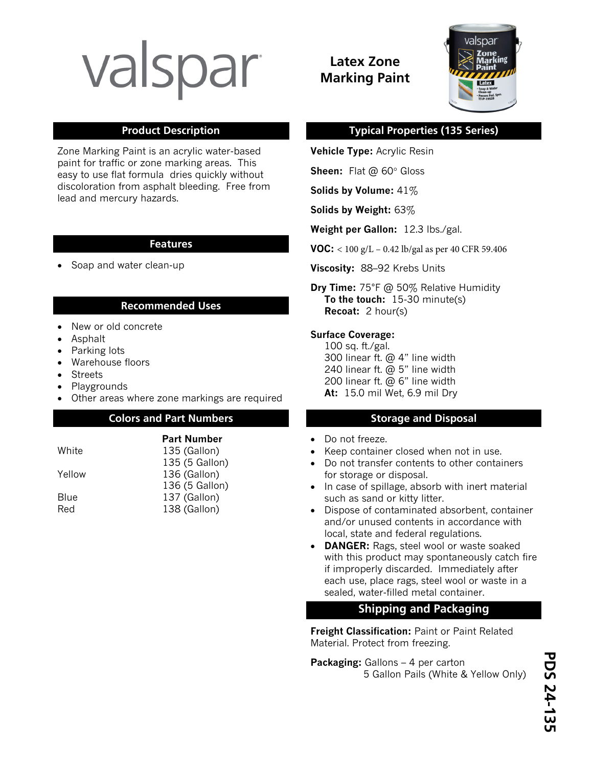# valspar

## Latex Zone Marking Paint

## Product Description

Zone Marking Paint is an acrylic water-based paint for traffic or zone marking areas. This easy to use flat formula dries quickly without discoloration from asphalt bleeding. Free from lead and mercury hazards.

## Features

- Soap and water clean-up

## Recommended Uses

- New or old concrete
- Asphalt
- Parking lots
- Warehouse floors
- Streets
- Playgrounds
- Other areas where zone markings are required

## Colors and Part Numbers

| | Part Number |
|---|---|
| White | 135 (Gallon) |
| | 135 (5 Gallon) |
| Yellow | 136 (Gallon) |
| | 136 (5 Gallon) |
| Blue | 137 (Gallon) |
| Red | 138 (Gallon) |

## Typical Properties (135 Series)

**Vehicle Type:** Acrylic Resin

**Sheen:** Flat @ 60° Gloss

**Solids by Volume:** 41%

**Solids by Weight:** 63%

**Weight per Gallon:** 12.3 lbs./gal.

**VOC:** < 100 g/L – 0.42 lb/gal as per 40 CFR 59.406

**Viscosity:** 88–92 Krebs Units

**Dry Time:** 75°F @ 50% Relative Humidity
**To the touch:** 15-30 minute(s)
**Recoat:** 2 hour(s)

**Surface Coverage:**
100 sq. ft./gal.
300 linear ft. @ 4" line width
240 linear ft. @ 5" line width
200 linear ft. @ 6" line width
**At:** 15.0 mil Wet, 6.9 mil Dry

## Storage and Disposal

- Do not freeze.
- Keep container closed when not in use.
- Do not transfer contents to other containers for storage or disposal.
- In case of spillage, absorb with inert material such as sand or kitty litter.
- Dispose of contaminated absorbent, container and/or unused contents in accordance with local, state and federal regulations.
- **DANGER:** Rags, steel wool or waste soaked with this product may spontaneously catch fire if improperly discarded. Immediately after each use, place rags, steel wool or waste in a sealed, water-filled metal container.

## Shipping and Packaging

**Freight Classification:** Paint or Paint Related Material. Protect from freezing.

**Packaging:** Gallons – 4 per carton
5 Gallon Pails (White & Yellow Only)

PDS 24-135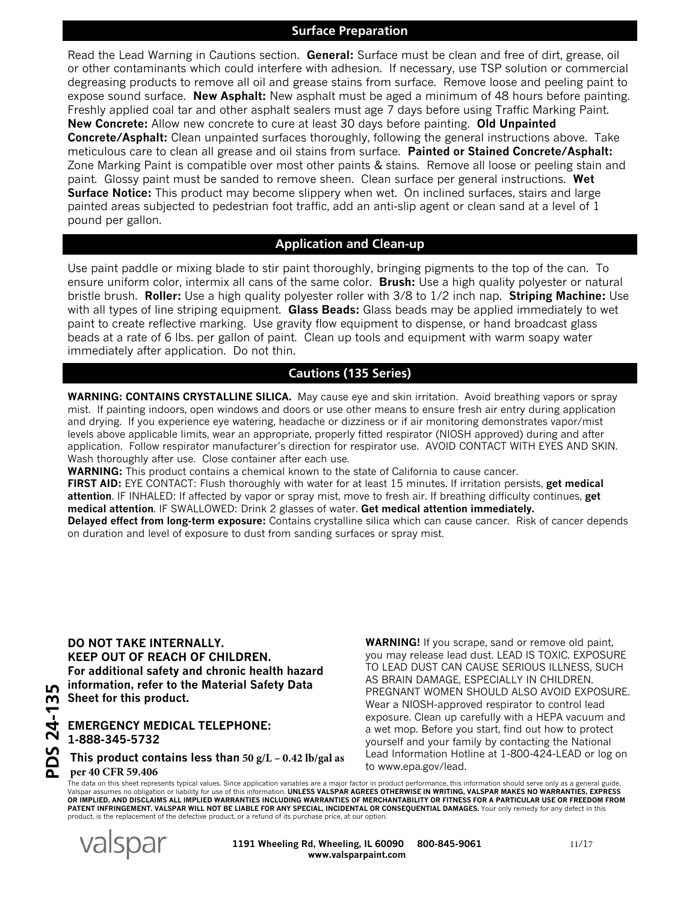## Surface Preparation

Read the Lead Warning in Cautions section. **General:** Surface must be clean and free of dirt, grease, oil or other contaminants which could interfere with adhesion. If necessary, use TSP solution or commercial degreasing products to remove all oil and grease stains from surface. Remove loose and peeling paint to expose sound surface. **New Asphalt:** New asphalt must be aged a minimum of 48 hours before painting. Freshly applied coal tar and other asphalt sealers must age 7 days before using Traffic Marking Paint. **New Concrete:** Allow new concrete to cure at least 30 days before painting. **Old Unpainted Concrete/Asphalt:** Clean unpainted surfaces thoroughly, following the general instructions above. Take meticulous care to clean all grease and oil stains from surface. **Painted or Stained Concrete/Asphalt:** Zone Marking Paint is compatible over most other paints & stains. Remove all loose or peeling stain and paint. Glossy paint must be sanded to remove sheen. Clean surface per general instructions. **Wet Surface Notice:** This product may become slippery when wet. On inclined surfaces, stairs and large painted areas subjected to pedestrian foot traffic, add an anti-slip agent or clean sand at a level of 1 pound per gallon.

## Application and Clean-up

Use paint paddle or mixing blade to stir paint thoroughly, bringing pigments to the top of the can. To ensure uniform color, intermix all cans of the same color. **Brush:** Use a high quality polyester or natural bristle brush. **Roller:** Use a high quality polyester roller with 3/8 to 1/2 inch nap. **Striping Machine:** Use with all types of line striping equipment. **Glass Beads:** Glass beads may be applied immediately to wet paint to create reflective marking. Use gravity flow equipment to dispense, or hand broadcast glass beads at a rate of 6 lbs. per gallon of paint. Clean up tools and equipment with warm soapy water immediately after application. Do not thin.

## Cautions (135 Series)

**WARNING: CONTAINS CRYSTALLINE SILICA.** May cause eye and skin irritation. Avoid breathing vapors or spray mist. If painting indoors, open windows and doors or use other means to ensure fresh air entry during application and drying. If you experience eye watering, headache or dizziness or if air monitoring demonstrates vapor/mist levels above applicable limits, wear an appropriate, properly fitted respirator (NIOSH approved) during and after application. Follow respirator manufacturer's direction for respirator use. AVOID CONTACT WITH EYES AND SKIN. Wash thoroughly after use. Close container after each use.

**WARNING:** This product contains a chemical known to the state of California to cause cancer.

**FIRST AID:** EYE CONTACT: Flush thoroughly with water for at least 15 minutes. If irritation persists, **get medical attention**. IF INHALED: If affected by vapor or spray mist, move to fresh air. If breathing difficulty continues, **get medical attention**. IF SWALLOWED: Drink 2 glasses of water. **Get medical attention immediately.**

**Delayed effect from long-term exposure:** Contains crystalline silica which can cause cancer. Risk of cancer depends on duration and level of exposure to dust from sanding surfaces or spray mist.

**DO NOT TAKE INTERNALLY.**
**KEEP OUT OF REACH OF CHILDREN.**
**For additional safety and chronic health hazard information, refer to the Material Safety Data Sheet for this product.**

**EMERGENCY MEDICAL TELEPHONE: 1-888-345-5732**

**This product contains less than 50 g/L – 0.42 lb/gal as per 40 CFR 59.406**

**WARNING!** If you scrape, sand or remove old paint, you may release lead dust. LEAD IS TOXIC. EXPOSURE TO LEAD DUST CAN CAUSE SERIOUS ILLNESS, SUCH AS BRAIN DAMAGE, ESPECIALLY IN CHILDREN. PREGNANT WOMEN SHOULD ALSO AVOID EXPOSURE. Wear a NIOSH-approved respirator to control lead exposure. Clean up carefully with a HEPA vacuum and a wet mop. Before you start, find out how to protect yourself and your family by contacting the National Lead Information Hotline at 1-800-424-LEAD or log on to www.epa.gov/lead.

PDS 24-135

The data on this sheet represents typical values. Since application variables are a major factor in product performance, this information should serve only as a general guide. Valspar assumes no obligation or liability for use of this information. **UNLESS VALSPAR AGREES OTHERWISE IN WRITING, VALSPAR MAKES NO WARRANTIES, EXPRESS OR IMPLIED, AND DISCLAIMS ALL IMPLIED WARRANTIES INCLUDING WARRANTIES OF MERCHANTABILITY OR FITNESS FOR A PARTICULAR USE OR FREEDOM FROM PATENT INFRINGEMENT. VALSPAR WILL NOT BE LIABLE FOR ANY SPECIAL, INCIDENTAL OR CONSEQUENTIAL DAMAGES.** Your only remedy for any defect in this product, is the replacement of the defective product, or a refund of its purchase price, at our option.

valspar

**1191 Wheeling Rd, Wheeling, IL 60090 800-845-9061**
**www.valsparpaint.com**

11/17